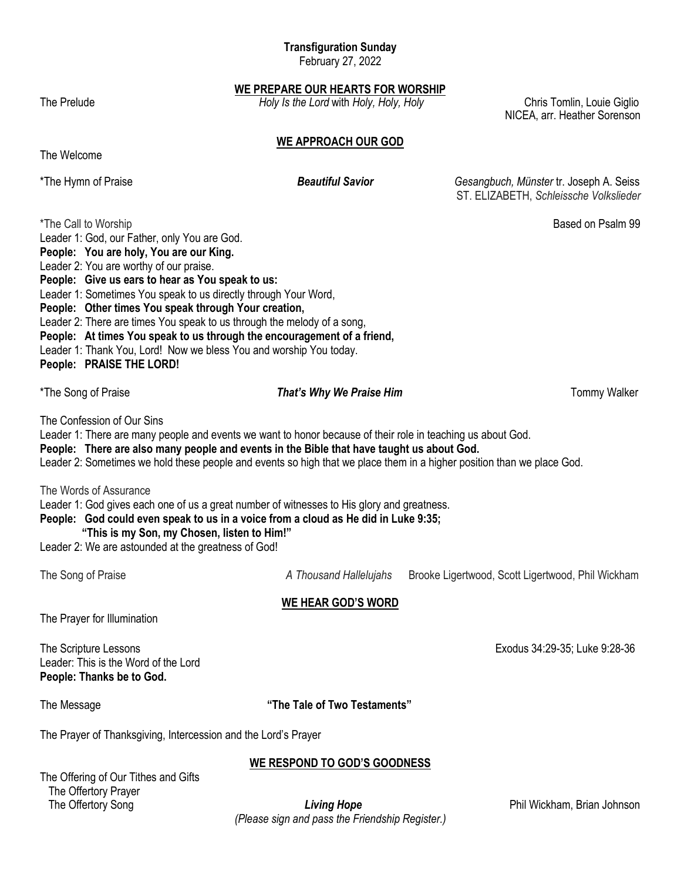**Transfiguration Sunday**
February 27, 2022

## WE PREPARE OUR HEARTS FOR WORSHIP

The Prelude — *Holy Is the Lord* with *Holy, Holy, Holy* — Chris Tomlin, Louie Giglio; NICEA, arr. Heather Sorenson

## WE APPROACH OUR GOD

The Welcome

*The Hymn of Praise — ***Beautiful Savior*** — *Gesangbuch, Münster* tr. Joseph A. Seiss; ST. ELIZABETH, *Schleissche Volkslieder*

*The Call to Worship — Based on Psalm 99

Leader 1: God, our Father, only You are God.
**People: You are holy, You are our King.**
Leader 2: You are worthy of our praise.
**People: Give us ears to hear as You speak to us:**
Leader 1: Sometimes You speak to us directly through Your Word,
**People: Other times You speak through Your creation,**
Leader 2: There are times You speak to us through the melody of a song,
**People: At times You speak to us through the encouragement of a friend,**
Leader 1: Thank You, Lord! Now we bless You and worship You today.
**People: PRAISE THE LORD!**

*The Song of Praise — ***That's Why We Praise Him*** — Tommy Walker

The Confession of Our Sins
Leader 1: There are many people and events we want to honor because of their role in teaching us about God.
**People: There are also many people and events in the Bible that have taught us about God.**
Leader 2: Sometimes we hold these people and events so high that we place them in a higher position than we place God.

The Words of Assurance
Leader 1: God gives each one of us a great number of witnesses to His glory and greatness.
**People: God could even speak to us in a voice from a cloud as He did in Luke 9:35;**
**"This is my Son, my Chosen, listen to Him!"**
Leader 2: We are astounded at the greatness of God!

The Song of Praise — *A Thousand Hallelujahs* — Brooke Ligertwood, Scott Ligertwood, Phil Wickham

## WE HEAR GOD'S WORD

The Prayer for Illumination

The Scripture Lessons — Exodus 34:29-35; Luke 9:28-36
Leader: This is the Word of the Lord
**People: Thanks be to God.**

The Message — **"The Tale of Two Testaments"**

The Prayer of Thanksgiving, Intercession and the Lord's Prayer

## WE RESPOND TO GOD'S GOODNESS

The Offering of Our Tithes and Gifts
The Offertory Prayer
The Offertory Song — ***Living Hope*** — Phil Wickham, Brian Johnson
*(Please sign and pass the Friendship Register.)*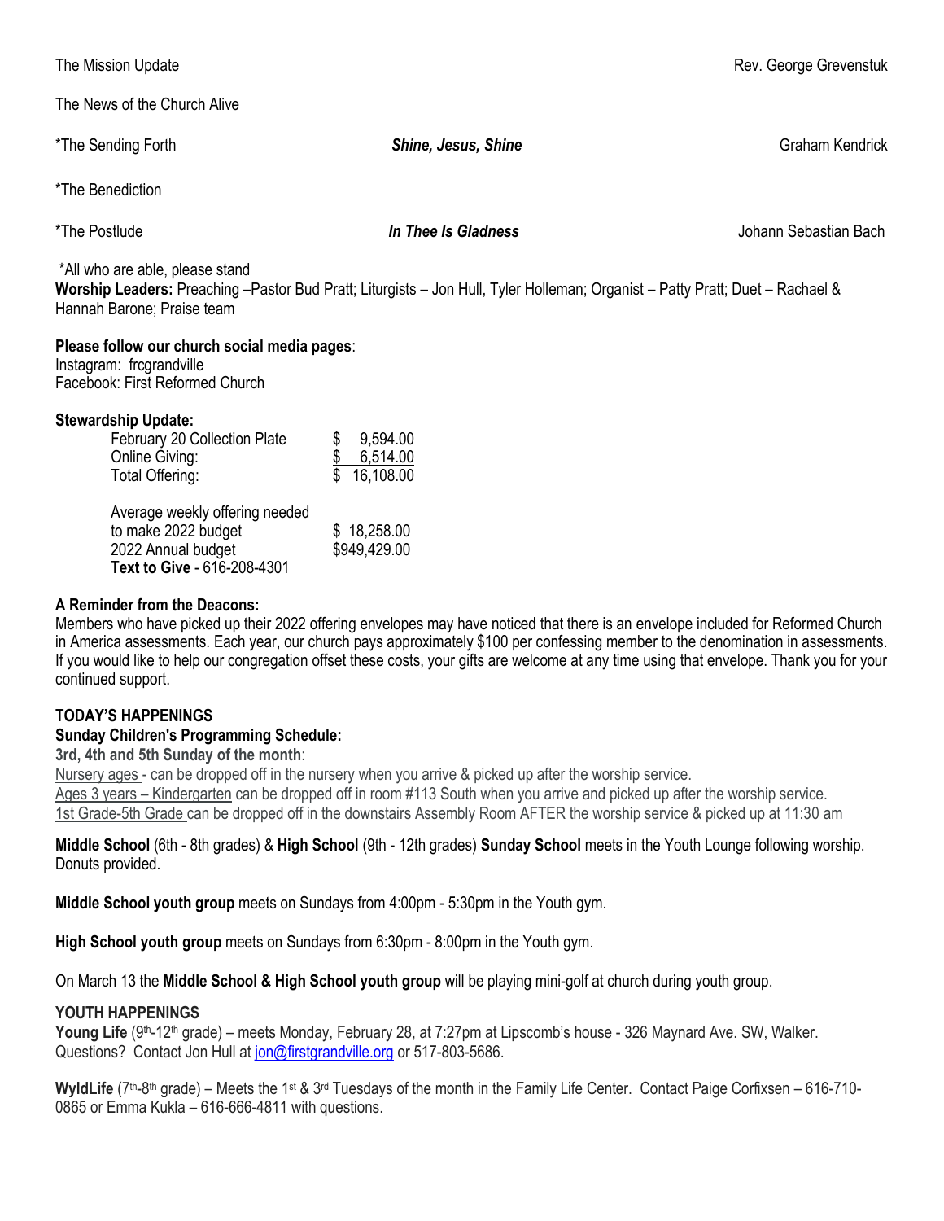The Mission Update Rev. George Grevenstuk

The News of the Church Alive

*The Sending Forth ***Shine, Jesus, Shine*** Graham Kendrick

*The Benediction

*The Postlude ***In Thee Is Gladness*** Johann Sebastian Bach

*All who are able, please stand

**Worship Leaders:** Preaching –Pastor Bud Pratt; Liturgists – Jon Hull, Tyler Holleman; Organist – Patty Pratt; Duet – Rachael & Hannah Barone; Praise team

**Please follow our church social media pages**:
Instagram: frcgrandville
Facebook: First Reformed Church

**Stewardship Update:**

| | |
|---|---|
| February 20 Collection Plate | $ 9,594.00 |
| Online Giving: | $ 6,514.00 |
| Total Offering: | $ 16,108.00 |
| | |
| Average weekly offering needed to make 2022 budget | $ 18,258.00 |
| 2022 Annual budget | $949,429.00 |

**Text to Give** - 616-208-4301

**A Reminder from the Deacons:**
Members who have picked up their 2022 offering envelopes may have noticed that there is an envelope included for Reformed Church in America assessments. Each year, our church pays approximately $100 per confessing member to the denomination in assessments. If you would like to help our congregation offset these costs, your gifts are welcome at any time using that envelope. Thank you for your continued support.

**TODAY'S HAPPENINGS**

**Sunday Children's Programming Schedule:**

**3rd, 4th and 5th Sunday of the month**:

Nursery ages - can be dropped off in the nursery when you arrive & picked up after the worship service.
Ages 3 years – Kindergarten can be dropped off in room #113 South when you arrive and picked up after the worship service.
1st Grade-5th Grade can be dropped off in the downstairs Assembly Room AFTER the worship service & picked up at 11:30 am

**Middle School** (6th - 8th grades) & **High School** (9th - 12th grades) **Sunday School** meets in the Youth Lounge following worship. Donuts provided.

**Middle School youth group** meets on Sundays from 4:00pm - 5:30pm in the Youth gym.

**High School youth group** meets on Sundays from 6:30pm - 8:00pm in the Youth gym.

On March 13 the **Middle School & High School youth group** will be playing mini-golf at church during youth group.

**YOUTH HAPPENINGS**

**Young Life** (9th-12th grade) – meets Monday, February 28, at 7:27pm at Lipscomb's house - 326 Maynard Ave. SW, Walker. Questions? Contact Jon Hull at jon@firstgrandville.org or 517-803-5686.

**WyldLife** (7th-8th grade) – Meets the 1st & 3rd Tuesdays of the month in the Family Life Center. Contact Paige Corfixsen – 616-710-0865 or Emma Kukla – 616-666-4811 with questions.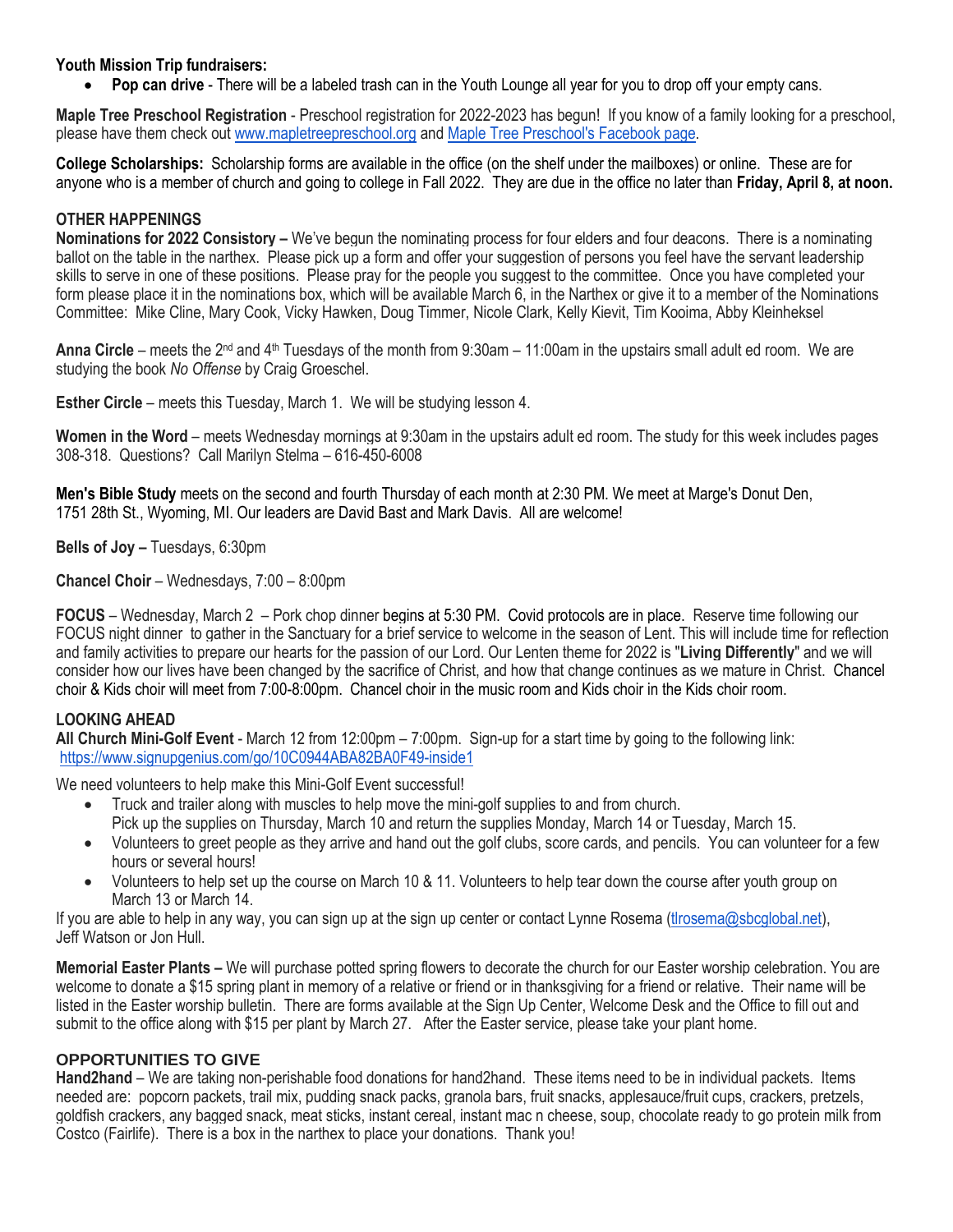**Youth Mission Trip fundraisers:**

- **Pop can drive** - There will be a labeled trash can in the Youth Lounge all year for you to drop off your empty cans.

**Maple Tree Preschool Registration** - Preschool registration for 2022-2023 has begun! If you know of a family looking for a preschool, please have them check out [www.mapletreepreschool.org](http://www.mapletreepreschool.org) and [Maple Tree Preschool's Facebook page](#).

**College Scholarships:** Scholarship forms are available in the office (on the shelf under the mailboxes) or online. These are for anyone who is a member of church and going to college in Fall 2022. They are due in the office no later than **Friday, April 8, at noon.**

## OTHER HAPPENINGS

**Nominations for 2022 Consistory –** We've begun the nominating process for four elders and four deacons. There is a nominating ballot on the table in the narthex. Please pick up a form and offer your suggestion of persons you feel have the servant leadership skills to serve in one of these positions. Please pray for the people you suggest to the committee. Once you have completed your form please place it in the nominations box, which will be available March 6, in the Narthex or give it to a member of the Nominations Committee: Mike Cline, Mary Cook, Vicky Hawken, Doug Timmer, Nicole Clark, Kelly Kievit, Tim Kooima, Abby Kleinheksel

**Anna Circle** – meets the 2nd and 4th Tuesdays of the month from 9:30am – 11:00am in the upstairs small adult ed room. We are studying the book *No Offense* by Craig Groeschel.

**Esther Circle** – meets this Tuesday, March 1. We will be studying lesson 4.

**Women in the Word** – meets Wednesday mornings at 9:30am in the upstairs adult ed room. The study for this week includes pages 308-318. Questions? Call Marilyn Stelma – 616-450-6008

**Men's Bible Study** meets on the second and fourth Thursday of each month at 2:30 PM. We meet at Marge's Donut Den, 1751 28th St., Wyoming, MI. Our leaders are David Bast and Mark Davis. All are welcome!

**Bells of Joy –** Tuesdays, 6:30pm

**Chancel Choir** – Wednesdays, 7:00 – 8:00pm

**FOCUS** – Wednesday, March 2 – Pork chop dinner begins at 5:30 PM. Covid protocols are in place. Reserve time following our FOCUS night dinner to gather in the Sanctuary for a brief service to welcome in the season of Lent. This will include time for reflection and family activities to prepare our hearts for the passion of our Lord. Our Lenten theme for 2022 is "**Living Differently**" and we will consider how our lives have been changed by the sacrifice of Christ, and how that change continues as we mature in Christ. Chancel choir & Kids choir will meet from 7:00-8:00pm. Chancel choir in the music room and Kids choir in the Kids choir room.

## LOOKING AHEAD

**All Church Mini-Golf Event** - March 12 from 12:00pm – 7:00pm. Sign-up for a start time by going to the following link: [https://www.signupgenius.com/go/10C0944ABA82BA0F49-inside1](https://www.signupgenius.com/go/10C0944ABA82BA0F49-inside1)

We need volunteers to help make this Mini-Golf Event successful!

- Truck and trailer along with muscles to help move the mini-golf supplies to and from church. Pick up the supplies on Thursday, March 10 and return the supplies Monday, March 14 or Tuesday, March 15.
- Volunteers to greet people as they arrive and hand out the golf clubs, score cards, and pencils. You can volunteer for a few hours or several hours!
- Volunteers to help set up the course on March 10 & 11. Volunteers to help tear down the course after youth group on March 13 or March 14.

If you are able to help in any way, you can sign up at the sign up center or contact Lynne Rosema ([tlrosema@sbcglobal.net](mailto:tlrosema@sbcglobal.net)), Jeff Watson or Jon Hull.

**Memorial Easter Plants –** We will purchase potted spring flowers to decorate the church for our Easter worship celebration. You are welcome to donate a $15 spring plant in memory of a relative or friend or in thanksgiving for a friend or relative. Their name will be listed in the Easter worship bulletin. There are forms available at the Sign Up Center, Welcome Desk and the Office to fill out and submit to the office along with $15 per plant by March 27. After the Easter service, please take your plant home.

## OPPORTUNITIES TO GIVE

**Hand2hand** – We are taking non-perishable food donations for hand2hand. These items need to be in individual packets. Items needed are: popcorn packets, trail mix, pudding snack packs, granola bars, fruit snacks, applesauce/fruit cups, crackers, pretzels, goldfish crackers, any bagged snack, meat sticks, instant cereal, instant mac n cheese, soup, chocolate ready to go protein milk from Costco (Fairlife). There is a box in the narthex to place your donations. Thank you!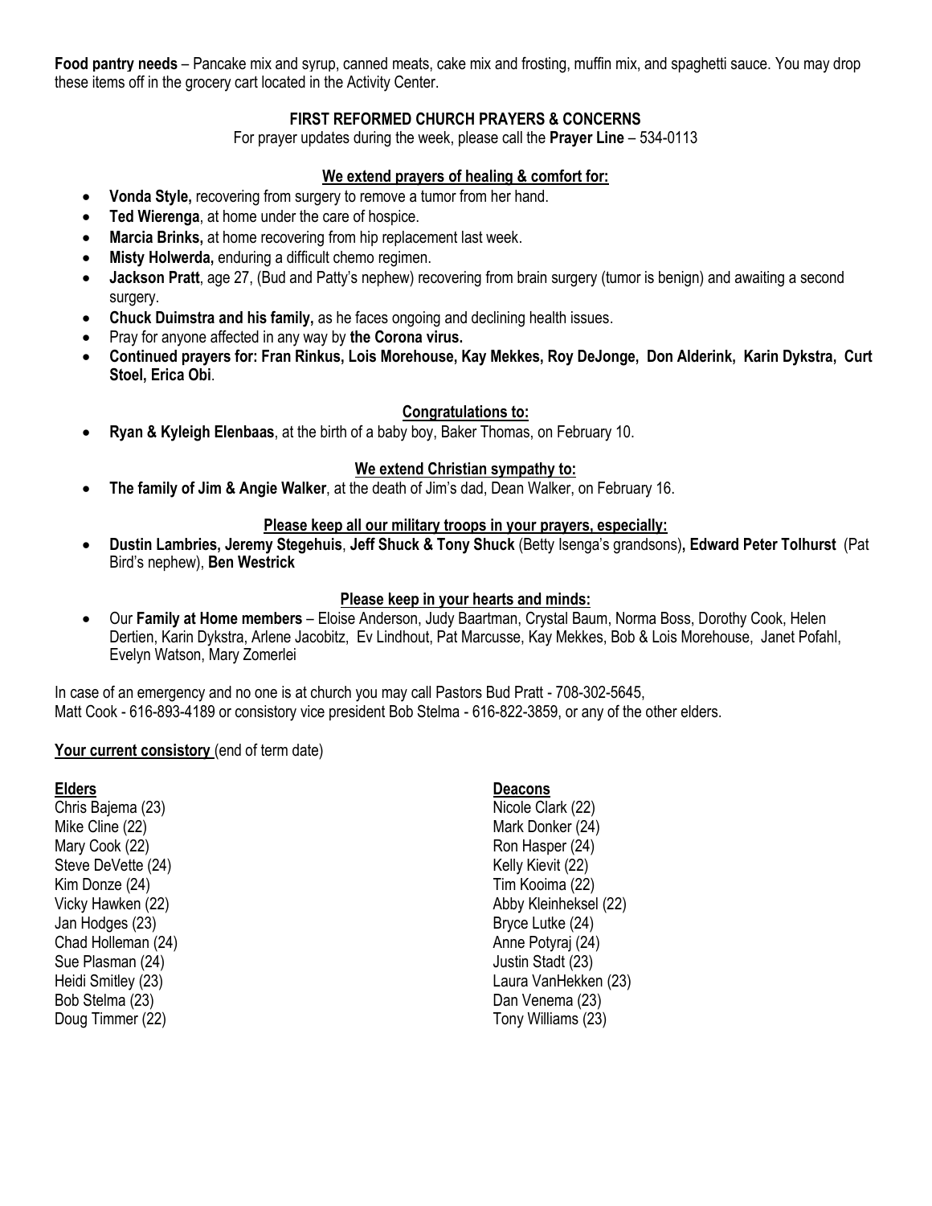**Food pantry needs** – Pancake mix and syrup, canned meats, cake mix and frosting, muffin mix, and spaghetti sauce. You may drop these items off in the grocery cart located in the Activity Center.

## FIRST REFORMED CHURCH PRAYERS & CONCERNS

For prayer updates during the week, please call the **Prayer Line** – 534-0113

### We extend prayers of healing & comfort for:

- **Vonda Style,** recovering from surgery to remove a tumor from her hand.
- **Ted Wierenga**, at home under the care of hospice.
- **Marcia Brinks,** at home recovering from hip replacement last week.
- **Misty Holwerda,** enduring a difficult chemo regimen.
- **Jackson Pratt**, age 27, (Bud and Patty's nephew) recovering from brain surgery (tumor is benign) and awaiting a second surgery.
- **Chuck Duimstra and his family,** as he faces ongoing and declining health issues.
- Pray for anyone affected in any way by **the Corona virus.**
- **Continued prayers for: Fran Rinkus, Lois Morehouse, Kay Mekkes, Roy DeJonge, Don Alderink, Karin Dykstra, Curt Stoel, Erica Obi**.

### Congratulations to:

- **Ryan & Kyleigh Elenbaas**, at the birth of a baby boy, Baker Thomas, on February 10.

### We extend Christian sympathy to:

- **The family of Jim & Angie Walker**, at the death of Jim's dad, Dean Walker, on February 16.

### Please keep all our military troops in your prayers, especially:

- **Dustin Lambries, Jeremy Stegehuis**, **Jeff Shuck & Tony Shuck** (Betty Isenga's grandsons)**, Edward Peter Tolhurst** (Pat Bird's nephew), **Ben Westrick**

### Please keep in your hearts and minds:

- Our **Family at Home members** – Eloise Anderson, Judy Baartman, Crystal Baum, Norma Boss, Dorothy Cook, Helen Dertien, Karin Dykstra, Arlene Jacobitz, Ev Lindhout, Pat Marcusse, Kay Mekkes, Bob & Lois Morehouse, Janet Pofahl, Evelyn Watson, Mary Zomerlei

In case of an emergency and no one is at church you may call Pastors Bud Pratt - 708-302-5645,
Matt Cook - 616-893-4189 or consistory vice president Bob Stelma - 616-822-3859, or any of the other elders.

**Your current consistory** (end of term date)

**Elders**

Chris Bajema (23)
Mike Cline (22)
Mary Cook (22)
Steve DeVette (24)
Kim Donze (24)
Vicky Hawken (22)
Jan Hodges (23)
Chad Holleman (24)
Sue Plasman (24)
Heidi Smitley (23)
Bob Stelma (23)
Doug Timmer (22)

**Deacons**

Nicole Clark (22)
Mark Donker (24)
Ron Hasper (24)
Kelly Kievit (22)
Tim Kooima (22)
Abby Kleinheksel (22)
Bryce Lutke (24)
Anne Potyraj (24)
Justin Stadt (23)
Laura VanHekken (23)
Dan Venema (23)
Tony Williams (23)